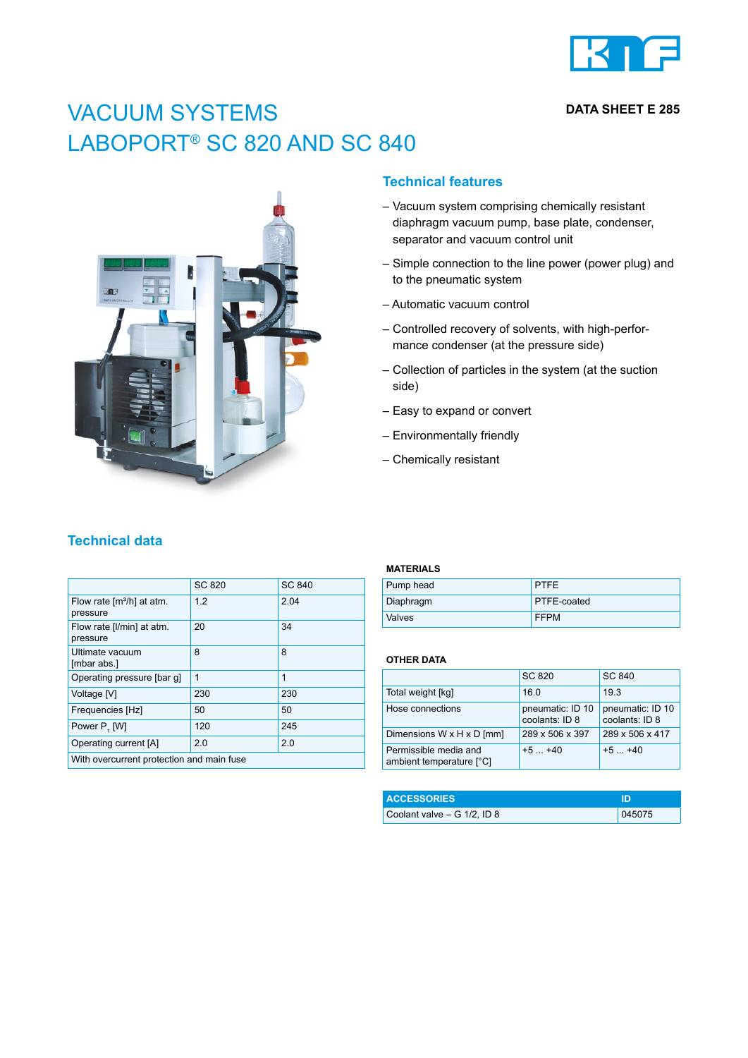DATA SHEET E 285

# VACUUM SYSTEMS
# LABOPORT® SC 820 AND SC 840

## Technical features

– Vacuum system comprising chemically resistant diaphragm vacuum pump, base plate, condenser, separator and vacuum control unit

– Simple connection to the line power (power plug) and to the pneumatic system

– Automatic vacuum control

– Controlled recovery of solvents, with high-performance condenser (at the pressure side)

– Collection of particles in the system (at the suction side)

– Easy to expand or convert

– Environmentally friendly

– Chemically resistant

## Technical data

| | SC 820 | SC 840 |
|---|---|---|
| Flow rate [m³/h] at atm. pressure | 1.2 | 2.04 |
| Flow rate [l/min] at atm. pressure | 20 | 34 |
| Ultimate vacuum [mbar abs.] | 8 | 8 |
| Operating pressure [bar g] | 1 | 1 |
| Voltage [V] | 230 | 230 |
| Frequencies [Hz] | 50 | 50 |
| Power $P_1$ [W] | 120 | 245 |
| Operating current [A] | 2.0 | 2.0 |
| With overcurrent protection and main fuse | | |

**MATERIALS**

| | |
|---|---|
| Pump head | PTFE |
| Diaphragm | PTFE-coated |
| Valves | FFPM |

**OTHER DATA**

| | SC 820 | SC 840 |
|---|---|---|
| Total weight [kg] | 16.0 | 19.3 |
| Hose connections | pneumatic: ID 10 coolants: ID 8 | pneumatic: ID 10 coolants: ID 8 |
| Dimensions W x H x D [mm] | 289 x 506 x 397 | 289 x 506 x 417 |
| Permissible media and ambient temperature [°C] | +5 ... +40 | +5 ... +40 |

| ACCESSORIES | ID |
|---|---|
| Coolant valve – G 1/2, ID 8 | 045075 |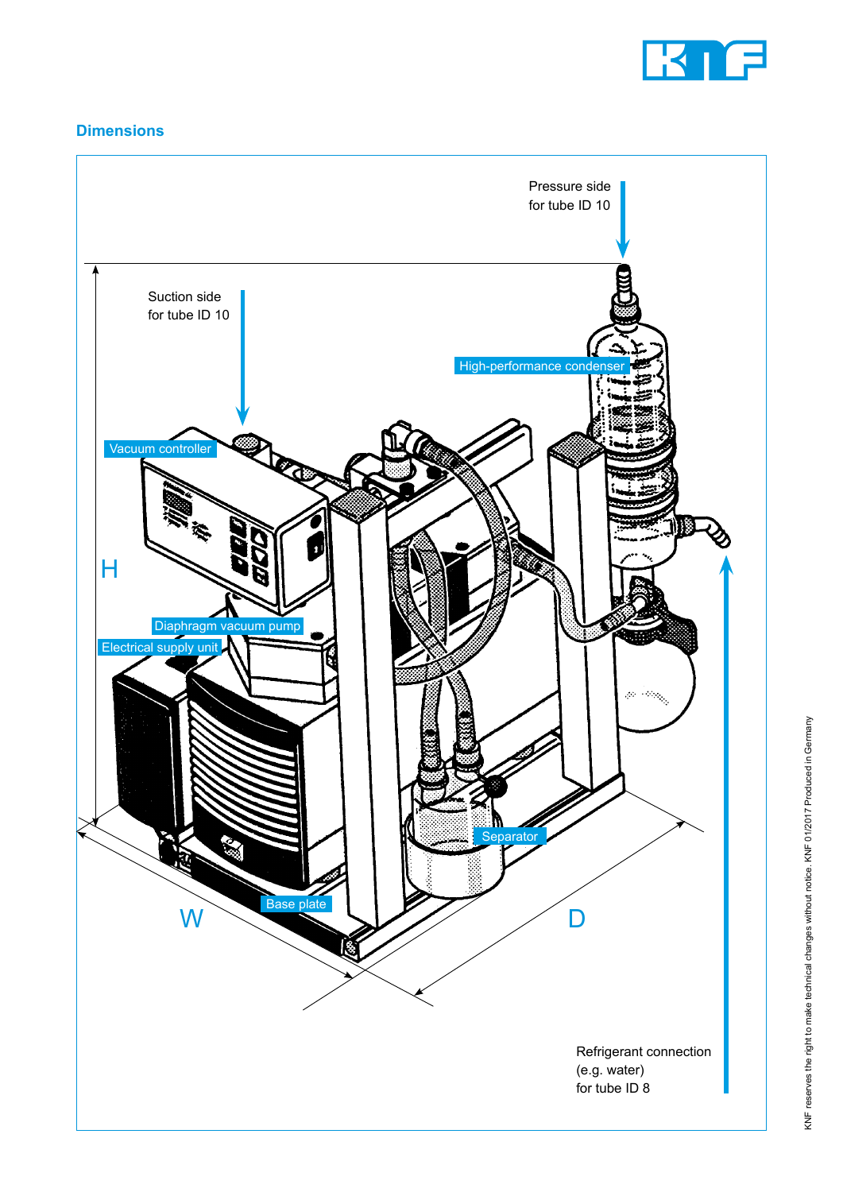## Dimensions

Pressure side
for tube ID 10

Suction side
for tube ID 10

High-performance condenser

Vacuum controller

H

Diaphragm vacuum pump

Electrical supply unit

Separator

Base plate

W

D

Refrigerant connection
(e.g. water)
for tube ID 8

KNF reserves the right to make technical changes without notice. KNF 01/2017 Produced in Germany